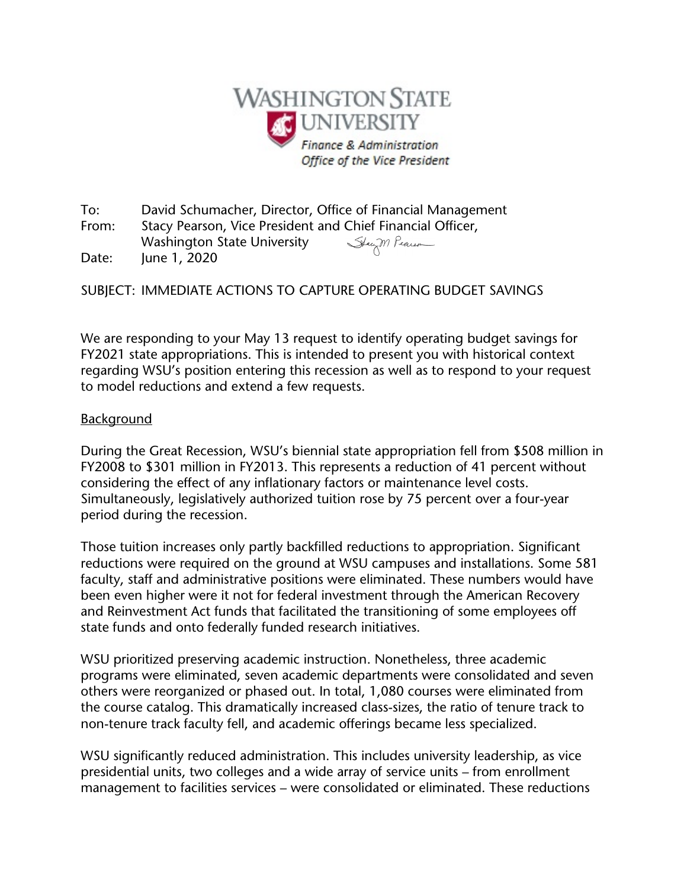**WASHINGTON STATE UNIVERSITY**

*Finance & Administration*
*Office of the Vice President*

To: David Schumacher, Director, Office of Financial Management
From: Stacy Pearson, Vice President and Chief Financial Officer, Washington State University
Date: June 1, 2020

SUBJECT: IMMEDIATE ACTIONS TO CAPTURE OPERATING BUDGET SAVINGS

We are responding to your May 13 request to identify operating budget savings for FY2021 state appropriations. This is intended to present you with historical context regarding WSU's position entering this recession as well as to respond to your request to model reductions and extend a few requests.

Background

During the Great Recession, WSU's biennial state appropriation fell from $508 million in FY2008 to $301 million in FY2013. This represents a reduction of 41 percent without considering the effect of any inflationary factors or maintenance level costs. Simultaneously, legislatively authorized tuition rose by 75 percent over a four-year period during the recession.

Those tuition increases only partly backfilled reductions to appropriation. Significant reductions were required on the ground at WSU campuses and installations. Some 581 faculty, staff and administrative positions were eliminated. These numbers would have been even higher were it not for federal investment through the American Recovery and Reinvestment Act funds that facilitated the transitioning of some employees off state funds and onto federally funded research initiatives.

WSU prioritized preserving academic instruction. Nonetheless, three academic programs were eliminated, seven academic departments were consolidated and seven others were reorganized or phased out. In total, 1,080 courses were eliminated from the course catalog. This dramatically increased class-sizes, the ratio of tenure track to non-tenure track faculty fell, and academic offerings became less specialized.

WSU significantly reduced administration. This includes university leadership, as vice presidential units, two colleges and a wide array of service units – from enrollment management to facilities services – were consolidated or eliminated. These reductions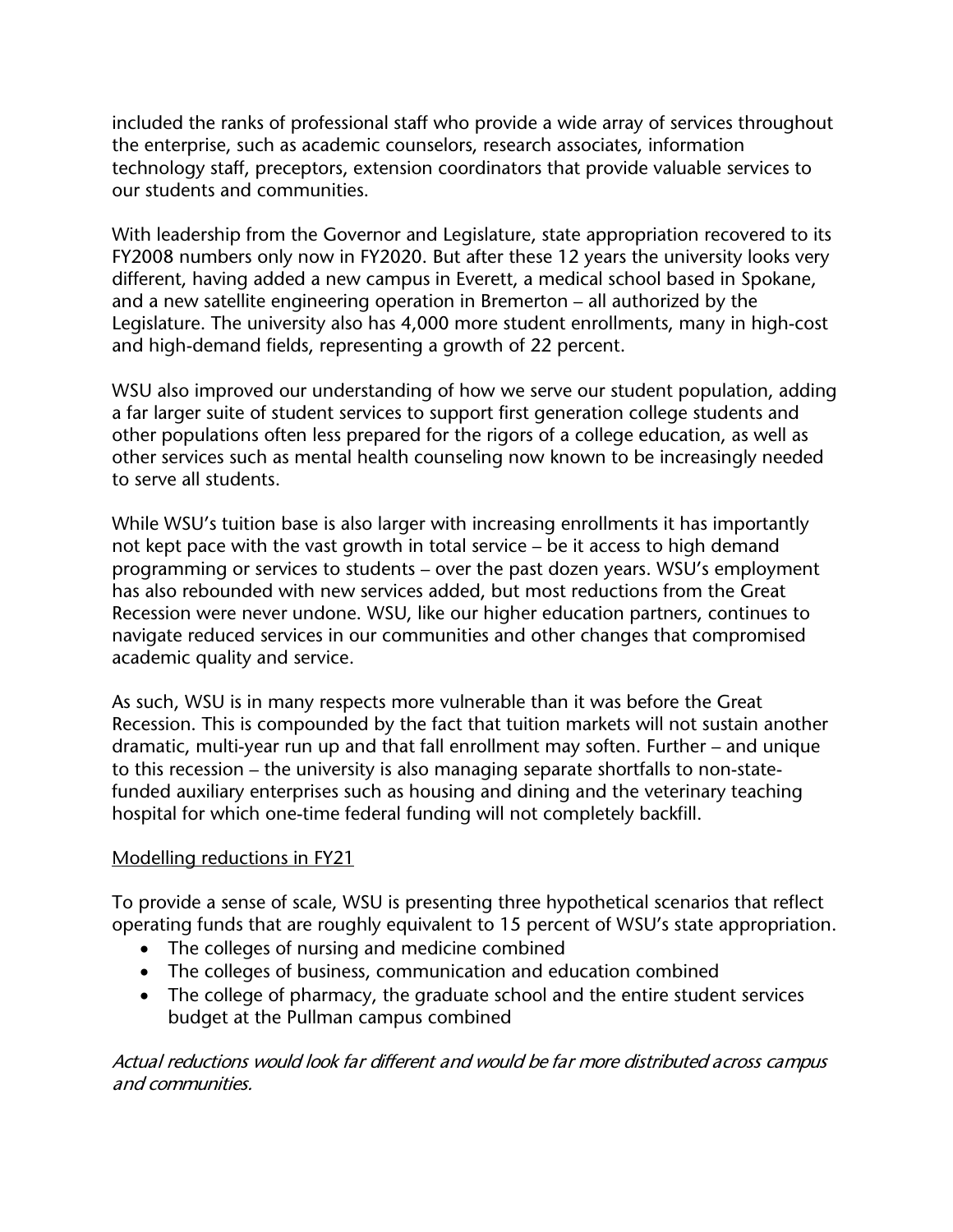included the ranks of professional staff who provide a wide array of services throughout the enterprise, such as academic counselors, research associates, information technology staff, preceptors, extension coordinators that provide valuable services to our students and communities.

With leadership from the Governor and Legislature, state appropriation recovered to its FY2008 numbers only now in FY2020. But after these 12 years the university looks very different, having added a new campus in Everett, a medical school based in Spokane, and a new satellite engineering operation in Bremerton – all authorized by the Legislature. The university also has 4,000 more student enrollments, many in high-cost and high-demand fields, representing a growth of 22 percent.

WSU also improved our understanding of how we serve our student population, adding a far larger suite of student services to support first generation college students and other populations often less prepared for the rigors of a college education, as well as other services such as mental health counseling now known to be increasingly needed to serve all students.

While WSU's tuition base is also larger with increasing enrollments it has importantly not kept pace with the vast growth in total service – be it access to high demand programming or services to students – over the past dozen years. WSU's employment has also rebounded with new services added, but most reductions from the Great Recession were never undone. WSU, like our higher education partners, continues to navigate reduced services in our communities and other changes that compromised academic quality and service.

As such, WSU is in many respects more vulnerable than it was before the Great Recession. This is compounded by the fact that tuition markets will not sustain another dramatic, multi-year run up and that fall enrollment may soften. Further – and unique to this recession – the university is also managing separate shortfalls to non-state-funded auxiliary enterprises such as housing and dining and the veterinary teaching hospital for which one-time federal funding will not completely backfill.

<u>Modelling reductions in FY21</u>

To provide a sense of scale, WSU is presenting three hypothetical scenarios that reflect operating funds that are roughly equivalent to 15 percent of WSU's state appropriation.

- The colleges of nursing and medicine combined
- The colleges of business, communication and education combined
- The college of pharmacy, the graduate school and the entire student services budget at the Pullman campus combined

*Actual reductions would look far different and would be far more distributed across campus and communities.*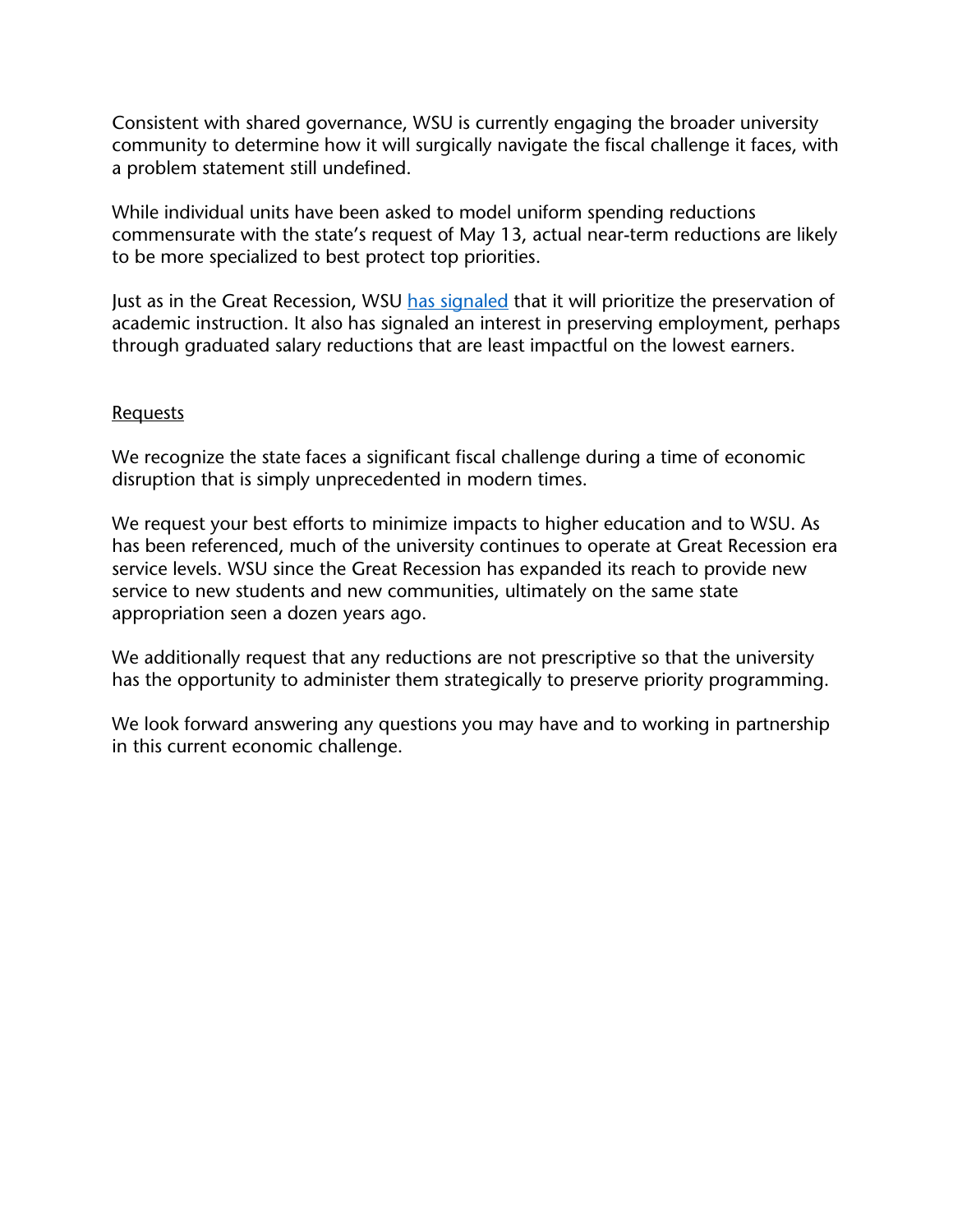Consistent with shared governance, WSU is currently engaging the broader university community to determine how it will surgically navigate the fiscal challenge it faces, with a problem statement still undefined.

While individual units have been asked to model uniform spending reductions commensurate with the state's request of May 13, actual near-term reductions are likely to be more specialized to best protect top priorities.

Just as in the Great Recession, WSU has signaled that it will prioritize the preservation of academic instruction. It also has signaled an interest in preserving employment, perhaps through graduated salary reductions that are least impactful on the lowest earners.

<u>Requests</u>

We recognize the state faces a significant fiscal challenge during a time of economic disruption that is simply unprecedented in modern times.

We request your best efforts to minimize impacts to higher education and to WSU. As has been referenced, much of the university continues to operate at Great Recession era service levels. WSU since the Great Recession has expanded its reach to provide new service to new students and new communities, ultimately on the same state appropriation seen a dozen years ago.

We additionally request that any reductions are not prescriptive so that the university has the opportunity to administer them strategically to preserve priority programming.

We look forward answering any questions you may have and to working in partnership in this current economic challenge.